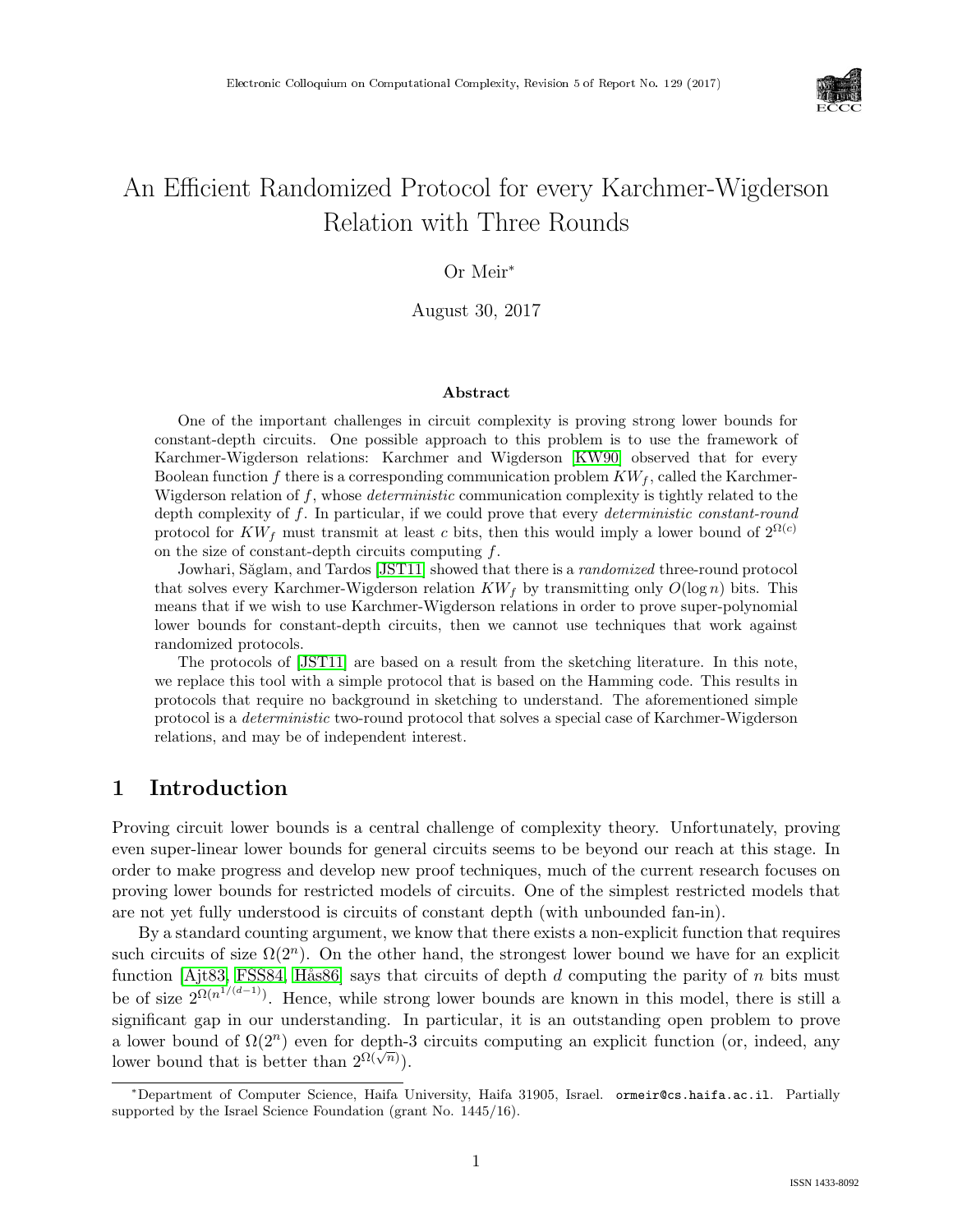# An Efficient Randomized Protocol for every Karchmer-Wigderson Relation with Three Rounds

Or Meir*

August 30, 2017

### Abstract

One of the important challenges in circuit complexity is proving strong lower bounds for constant-depth circuits. One possible approach to this problem is to use the framework of Karchmer-Wigderson relations: Karchmer and Wigderson [KW90] observed that for every Boolean function $f$ there is a corresponding communication problem $KW_f$, called the Karchmer-Wigderson relation of $f$, whose *deterministic* communication complexity is tightly related to the depth complexity of $f$. In particular, if we could prove that every *deterministic constant-round* protocol for $KW_f$ must transmit at least $c$ bits, then this would imply a lower bound of $2^{\Omega(c)}$ on the size of constant-depth circuits computing $f$.

Jowhari, Săglam, and Tardos [JST11] showed that there is a *randomized* three-round protocol that solves every Karchmer-Wigderson relation $KW_f$ by transmitting only $O(\log n)$ bits. This means that if we wish to use Karchmer-Wigderson relations in order to prove super-polynomial lower bounds for constant-depth circuits, then we cannot use techniques that work against randomized protocols.

The protocols of [JST11] are based on a result from the sketching literature. In this note, we replace this tool with a simple protocol that is based on the Hamming code. This results in protocols that require no background in sketching to understand. The aforementioned simple protocol is a *deterministic* two-round protocol that solves a special case of Karchmer-Wigderson relations, and may be of independent interest.

## 1 Introduction

Proving circuit lower bounds is a central challenge of complexity theory. Unfortunately, proving even super-linear lower bounds for general circuits seems to be beyond our reach at this stage. In order to make progress and develop new proof techniques, much of the current research focuses on proving lower bounds for restricted models of circuits. One of the simplest restricted models that are not yet fully understood is circuits of constant depth (with unbounded fan-in).

By a standard counting argument, we know that there exists a non-explicit function that requires such circuits of size $\Omega(2^n)$. On the other hand, the strongest lower bound we have for an explicit function [Ajt83, FSS84, Hås86] says that circuits of depth $d$ computing the parity of $n$ bits must be of size $2^{\Omega(n^{1/(d-1)})}$. Hence, while strong lower bounds are known in this model, there is still a significant gap in our understanding. In particular, it is an outstanding open problem to prove a lower bound of $\Omega(2^n)$ even for depth-3 circuits computing an explicit function (or, indeed, any lower bound that is better than $2^{\Omega(\sqrt{n})}$).

*Department of Computer Science, Haifa University, Haifa 31905, Israel. ormeir@cs.haifa.ac.il. Partially supported by the Israel Science Foundation (grant No. 1445/16).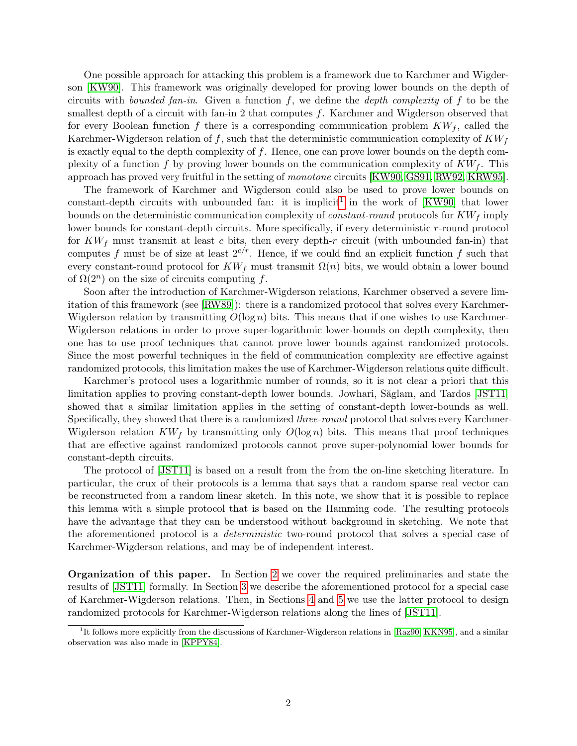One possible approach for attacking this problem is a framework due to Karchmer and Wigderson [KW90]. This framework was originally developed for proving lower bounds on the depth of circuits with *bounded fan-in*. Given a function $f$, we define the *depth complexity* of $f$ to be the smallest depth of a circuit with fan-in 2 that computes $f$. Karchmer and Wigderson observed that for every Boolean function $f$ there is a corresponding communication problem $KW_f$, called the Karchmer-Wigderson relation of $f$, such that the deterministic communication complexity of $KW_f$ is exactly equal to the depth complexity of $f$. Hence, one can prove lower bounds on the depth complexity of a function $f$ by proving lower bounds on the communication complexity of $KW_f$. This approach has proved very fruitful in the setting of *monotone* circuits [KW90, GS91, RW92, KRW95].

The framework of Karchmer and Wigderson could also be used to prove lower bounds on constant-depth circuits with unbounded fan: it is implicit[1] in the work of [KW90] that lower bounds on the deterministic communication complexity of *constant-round* protocols for $KW_f$ imply lower bounds for constant-depth circuits. More specifically, if every deterministic $r$-round protocol for $KW_f$ must transmit at least $c$ bits, then every depth-$r$ circuit (with unbounded fan-in) that computes $f$ must be of size at least $2^{c/r}$. Hence, if we could find an explicit function $f$ such that every constant-round protocol for $KW_f$ must transmit $\Omega(n)$ bits, we would obtain a lower bound of $\Omega(2^n)$ on the size of circuits computing $f$.

Soon after the introduction of Karchmer-Wigderson relations, Karchmer observed a severe limitation of this framework (see [RW89]): there is a randomized protocol that solves every Karchmer-Wigderson relation by transmitting $O(\log n)$ bits. This means that if one wishes to use Karchmer-Wigderson relations in order to prove super-logarithmic lower-bounds on depth complexity, then one has to use proof techniques that cannot prove lower bounds against randomized protocols. Since the most powerful techniques in the field of communication complexity are effective against randomized protocols, this limitation makes the use of Karchmer-Wigderson relations quite difficult.

Karchmer's protocol uses a logarithmic number of rounds, so it is not clear a priori that this limitation applies to proving constant-depth lower bounds. Jowhari, Săglam, and Tardos [JST11] showed that a similar limitation applies in the setting of constant-depth lower-bounds as well. Specifically, they showed that there is a randomized *three-round* protocol that solves every Karchmer-Wigderson relation $KW_f$ by transmitting only $O(\log n)$ bits. This means that proof techniques that are effective against randomized protocols cannot prove super-polynomial lower bounds for constant-depth circuits.

The protocol of [JST11] is based on a result from the from the on-line sketching literature. In particular, the crux of their protocols is a lemma that says that a random sparse real vector can be reconstructed from a random linear sketch. In this note, we show that it is possible to replace this lemma with a simple protocol that is based on the Hamming code. The resulting protocols have the advantage that they can be understood without background in sketching. We note that the aforementioned protocol is a *deterministic* two-round protocol that solves a special case of Karchmer-Wigderson relations, and may be of independent interest.

**Organization of this paper.** In Section 2 we cover the required preliminaries and state the results of [JST11] formally. In Section 3 we describe the aforementioned protocol for a special case of Karchmer-Wigderson relations. Then, in Sections 4 and 5 we use the latter protocol to design randomized protocols for Karchmer-Wigderson relations along the lines of [JST11].

[1] It follows more explicitly from the discussions of Karchmer-Wigderson relations in [Raz90, KKN95], and a similar observation was also made in [KPPY84].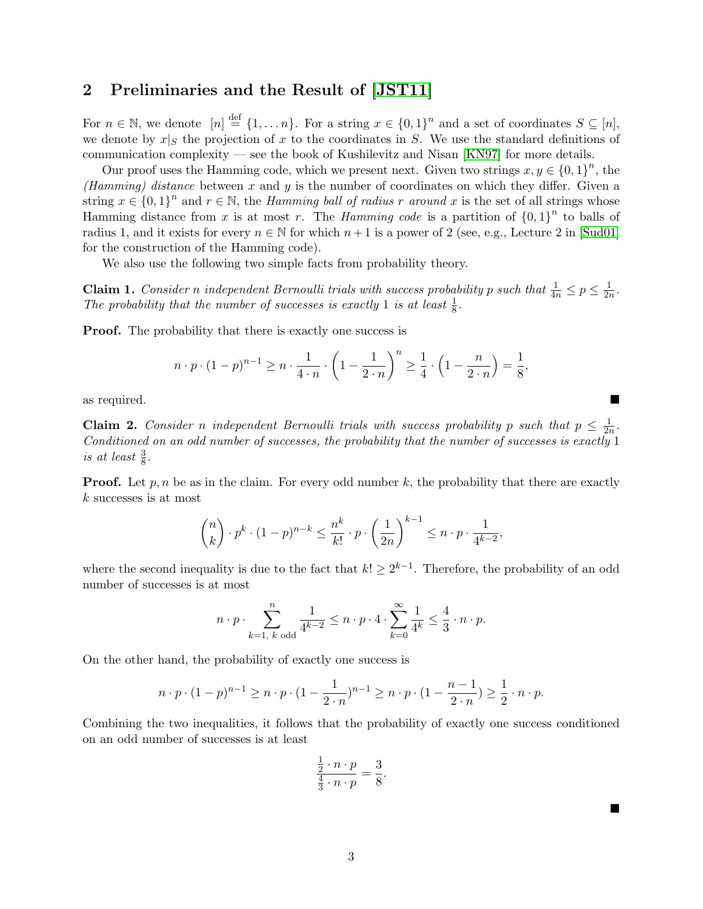## 2 Preliminaries and the Result of [JST11]

For $n \in \mathbb{N}$, we denote $[n] \stackrel{\text{def}}{=} \{1, \ldots n\}$. For a string $x \in \{0,1\}^n$ and a set of coordinates $S \subseteq [n]$, we denote by $x|_S$ the projection of $x$ to the coordinates in $S$. We use the standard definitions of communication complexity — see the book of Kushilevitz and Nisan [KN97] for more details.

Our proof uses the Hamming code, which we present next. Given two strings $x, y \in \{0,1\}^n$, the *(Hamming) distance* between $x$ and $y$ is the number of coordinates on which they differ. Given a string $x \in \{0,1\}^n$ and $r \in \mathbb{N}$, the *Hamming ball of radius* $r$ *around* $x$ is the set of all strings whose Hamming distance from $x$ is at most $r$. The *Hamming code* is a partition of $\{0,1\}^n$ to balls of radius 1, and it exists for every $n \in \mathbb{N}$ for which $n+1$ is a power of 2 (see, e.g., Lecture 2 in [Sud01] for the construction of the Hamming code).

We also use the following two simple facts from probability theory.

**Claim 1.** *Consider* $n$ *independent Bernoulli trials with success probability* $p$ *such that* $\frac{1}{4n} \leq p \leq \frac{1}{2n}$*. The probability that the number of successes is exactly* 1 *is at least* $\frac{1}{8}$*.*

**Proof.** The probability that there is exactly one success is

$$n \cdot p \cdot (1-p)^{n-1} \geq n \cdot \frac{1}{4 \cdot n} \cdot \left(1 - \frac{1}{2 \cdot n}\right)^n \geq \frac{1}{4} \cdot \left(1 - \frac{n}{2 \cdot n}\right) = \frac{1}{8},$$

as required. ■

**Claim 2.** *Consider* $n$ *independent Bernoulli trials with success probability* $p$ *such that* $p \leq \frac{1}{2n}$*. Conditioned on an odd number of successes, the probability that the number of successes is exactly* 1 *is at least* $\frac{3}{8}$*.*

**Proof.** Let $p, n$ be as in the claim. For every odd number $k$, the probability that there are exactly $k$ successes is at most

$$\binom{n}{k} \cdot p^k \cdot (1-p)^{n-k} \leq \frac{n^k}{k!} \cdot p \cdot \left(\frac{1}{2n}\right)^{k-1} \leq n \cdot p \cdot \frac{1}{4^{k-2}},$$

where the second inequality is due to the fact that $k! \geq 2^{k-1}$. Therefore, the probability of an odd number of successes is at most

$$n \cdot p \cdot \sum_{k=1,\ k \text{ odd}}^{n} \frac{1}{4^{k-2}} \leq n \cdot p \cdot 4 \cdot \sum_{k=0}^{\infty} \frac{1}{4^k} \leq \frac{4}{3} \cdot n \cdot p.$$

On the other hand, the probability of exactly one success is

$$n \cdot p \cdot (1-p)^{n-1} \geq n \cdot p \cdot (1 - \frac{1}{2 \cdot n})^{n-1} \geq n \cdot p \cdot (1 - \frac{n-1}{2 \cdot n}) \geq \frac{1}{2} \cdot n \cdot p.$$

Combining the two inequalities, it follows that the probability of exactly one success conditioned on an odd number of successes is at least

$$\frac{\frac{1}{2} \cdot n \cdot p}{\frac{4}{3} \cdot n \cdot p} = \frac{3}{8}.$$

■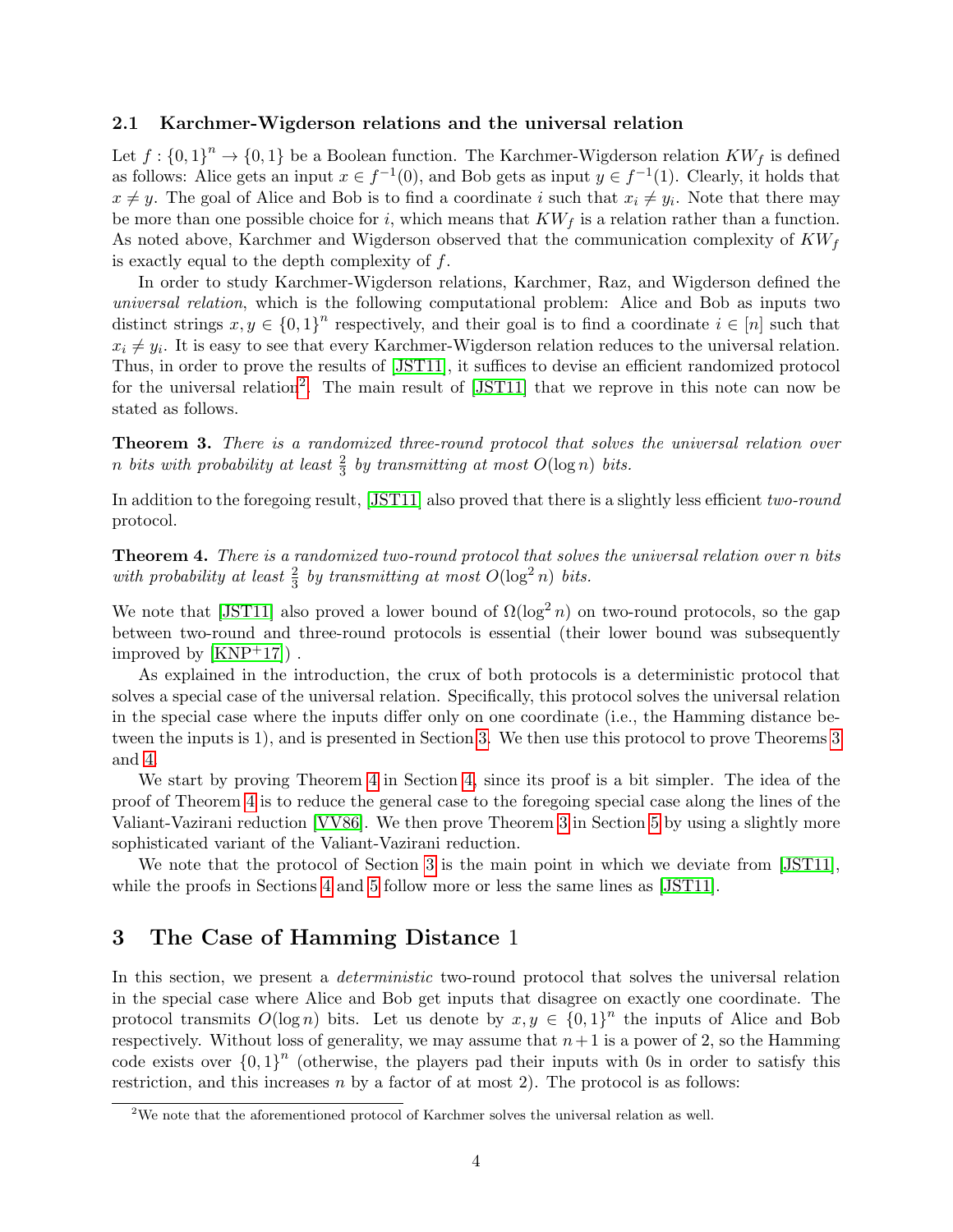### 2.1 Karchmer-Wigderson relations and the universal relation

Let $f : \{0,1\}^n \to \{0,1\}$ be a Boolean function. The Karchmer-Wigderson relation $KW_f$ is defined as follows: Alice gets an input $x \in f^{-1}(0)$, and Bob gets as input $y \in f^{-1}(1)$. Clearly, it holds that $x \neq y$. The goal of Alice and Bob is to find a coordinate $i$ such that $x_i \neq y_i$. Note that there may be more than one possible choice for $i$, which means that $KW_f$ is a relation rather than a function. As noted above, Karchmer and Wigderson observed that the communication complexity of $KW_f$ is exactly equal to the depth complexity of $f$.

In order to study Karchmer-Wigderson relations, Karchmer, Raz, and Wigderson defined the *universal relation*, which is the following computational problem: Alice and Bob as inputs two distinct strings $x, y \in \{0,1\}^n$ respectively, and their goal is to find a coordinate $i \in [n]$ such that $x_i \neq y_i$. It is easy to see that every Karchmer-Wigderson relation reduces to the universal relation. Thus, in order to prove the results of [JST11], it suffices to devise an efficient randomized protocol for the universal relation[2]. The main result of [JST11] that we reprove in this note can now be stated as follows.

**Theorem 3.** *There is a randomized three-round protocol that solves the universal relation over $n$ bits with probability at least $\frac{2}{3}$ by transmitting at most $O(\log n)$ bits.*

In addition to the foregoing result, [JST11] also proved that there is a slightly less efficient *two-round* protocol.

**Theorem 4.** *There is a randomized two-round protocol that solves the universal relation over $n$ bits with probability at least $\frac{2}{3}$ by transmitting at most $O(\log^2 n)$ bits.*

We note that [JST11] also proved a lower bound of $\Omega(\log^2 n)$ on two-round protocols, so the gap between two-round and three-round protocols is essential (their lower bound was subsequently improved by [KNP+17]) .

As explained in the introduction, the crux of both protocols is a deterministic protocol that solves a special case of the universal relation. Specifically, this protocol solves the universal relation in the special case where the inputs differ only on one coordinate (i.e., the Hamming distance between the inputs is 1), and is presented in Section 3. We then use this protocol to prove Theorems 3 and 4.

We start by proving Theorem 4 in Section 4, since its proof is a bit simpler. The idea of the proof of Theorem 4 is to reduce the general case to the foregoing special case along the lines of the Valiant-Vazirani reduction [VV86]. We then prove Theorem 3 in Section 5 by using a slightly more sophisticated variant of the Valiant-Vazirani reduction.

We note that the protocol of Section 3 is the main point in which we deviate from [JST11], while the proofs in Sections 4 and 5 follow more or less the same lines as [JST11].

## 3 The Case of Hamming Distance 1

In this section, we present a *deterministic* two-round protocol that solves the universal relation in the special case where Alice and Bob get inputs that disagree on exactly one coordinate. The protocol transmits $O(\log n)$ bits. Let us denote by $x, y \in \{0,1\}^n$ the inputs of Alice and Bob respectively. Without loss of generality, we may assume that $n+1$ is a power of 2, so the Hamming code exists over $\{0,1\}^n$ (otherwise, the players pad their inputs with 0s in order to satisfy this restriction, and this increases $n$ by a factor of at most 2). The protocol is as follows:

[2] We note that the aforementioned protocol of Karchmer solves the universal relation as well.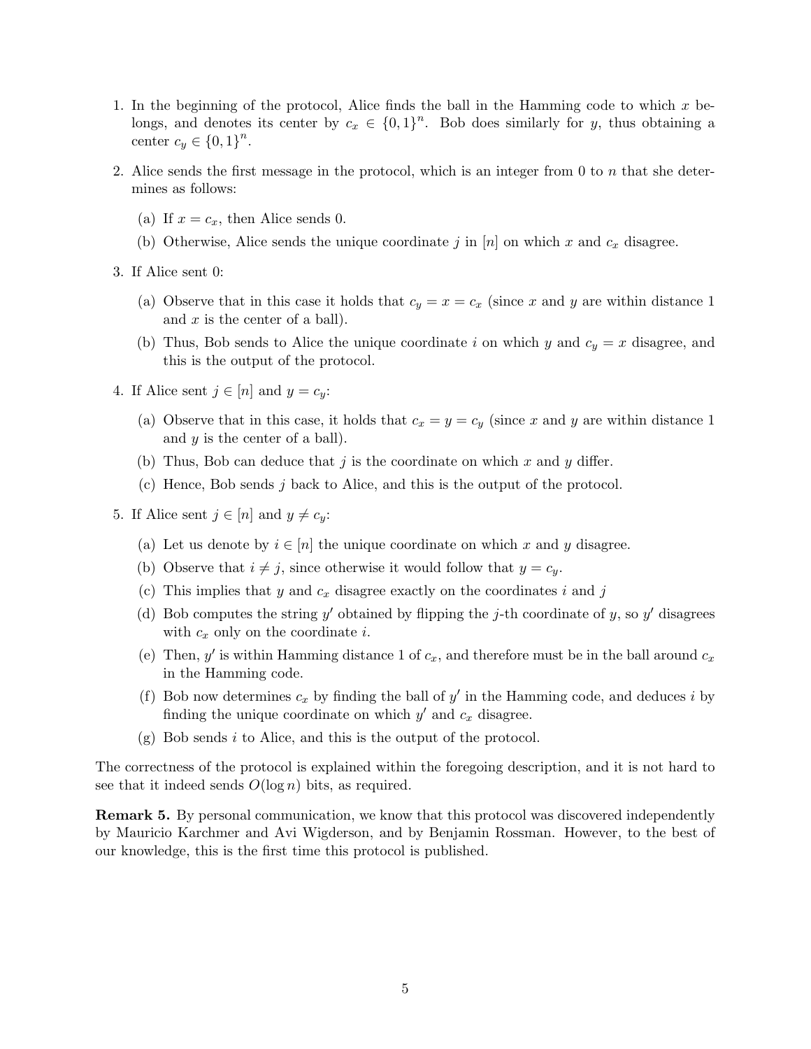1. In the beginning of the protocol, Alice finds the ball in the Hamming code to which $x$ belongs, and denotes its center by $c_x \in \{0,1\}^n$. Bob does similarly for $y$, thus obtaining a center $c_y \in \{0,1\}^n$.

2. Alice sends the first message in the protocol, which is an integer from 0 to $n$ that she determines as follows:

   (a) If $x = c_x$, then Alice sends 0.

   (b) Otherwise, Alice sends the unique coordinate $j$ in $[n]$ on which $x$ and $c_x$ disagree.

3. If Alice sent 0:

   (a) Observe that in this case it holds that $c_y = x = c_x$ (since $x$ and $y$ are within distance 1 and $x$ is the center of a ball).

   (b) Thus, Bob sends to Alice the unique coordinate $i$ on which $y$ and $c_y = x$ disagree, and this is the output of the protocol.

4. If Alice sent $j \in [n]$ and $y = c_y$:

   (a) Observe that in this case, it holds that $c_x = y = c_y$ (since $x$ and $y$ are within distance 1 and $y$ is the center of a ball).

   (b) Thus, Bob can deduce that $j$ is the coordinate on which $x$ and $y$ differ.

   (c) Hence, Bob sends $j$ back to Alice, and this is the output of the protocol.

5. If Alice sent $j \in [n]$ and $y \neq c_y$:

   (a) Let us denote by $i \in [n]$ the unique coordinate on which $x$ and $y$ disagree.

   (b) Observe that $i \neq j$, since otherwise it would follow that $y = c_y$.

   (c) This implies that $y$ and $c_x$ disagree exactly on the coordinates $i$ and $j$

   (d) Bob computes the string $y'$ obtained by flipping the $j$-th coordinate of $y$, so $y'$ disagrees with $c_x$ only on the coordinate $i$.

   (e) Then, $y'$ is within Hamming distance 1 of $c_x$, and therefore must be in the ball around $c_x$ in the Hamming code.

   (f) Bob now determines $c_x$ by finding the ball of $y'$ in the Hamming code, and deduces $i$ by finding the unique coordinate on which $y'$ and $c_x$ disagree.

   (g) Bob sends $i$ to Alice, and this is the output of the protocol.

The correctness of the protocol is explained within the foregoing description, and it is not hard to see that it indeed sends $O(\log n)$ bits, as required.

**Remark 5.** By personal communication, we know that this protocol was discovered independently by Mauricio Karchmer and Avi Wigderson, and by Benjamin Rossman. However, to the best of our knowledge, this is the first time this protocol is published.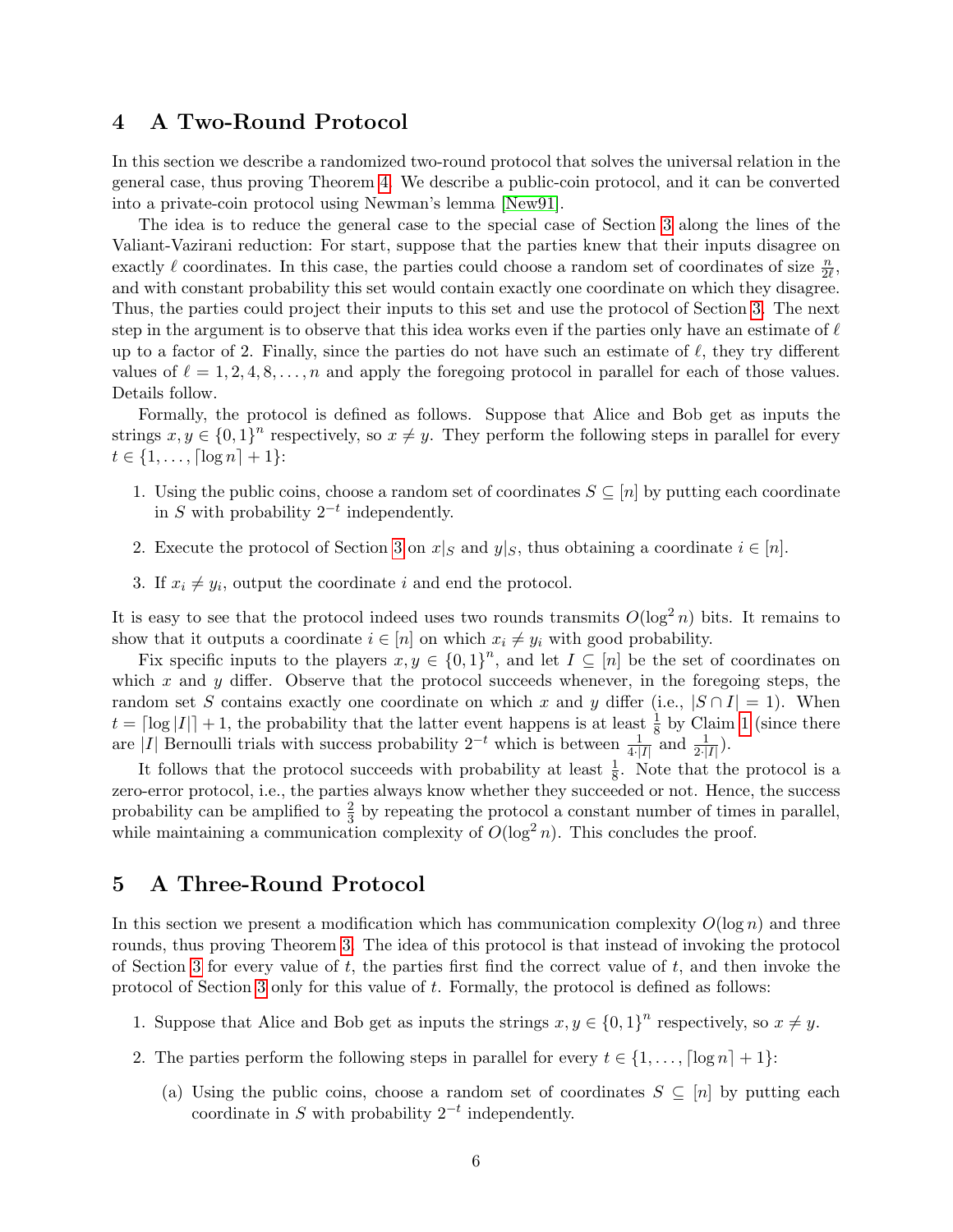## 4 A Two-Round Protocol

In this section we describe a randomized two-round protocol that solves the universal relation in the general case, thus proving Theorem 4. We describe a public-coin protocol, and it can be converted into a private-coin protocol using Newman's lemma [New91].

The idea is to reduce the general case to the special case of Section 3 along the lines of the Valiant-Vazirani reduction: For start, suppose that the parties knew that their inputs disagree on exactly $\ell$ coordinates. In this case, the parties could choose a random set of coordinates of size $\frac{n}{2\ell}$, and with constant probability this set would contain exactly one coordinate on which they disagree. Thus, the parties could project their inputs to this set and use the protocol of Section 3. The next step in the argument is to observe that this idea works even if the parties only have an estimate of $\ell$ up to a factor of 2. Finally, since the parties do not have such an estimate of $\ell$, they try different values of $\ell = 1, 2, 4, 8, \ldots, n$ and apply the foregoing protocol in parallel for each of those values. Details follow.

Formally, the protocol is defined as follows. Suppose that Alice and Bob get as inputs the strings $x, y \in \{0,1\}^n$ respectively, so $x \neq y$. They perform the following steps in parallel for every $t \in \{1, \ldots, \lceil \log n \rceil + 1\}$:

1. Using the public coins, choose a random set of coordinates $S \subseteq [n]$ by putting each coordinate in $S$ with probability $2^{-t}$ independently.
2. Execute the protocol of Section 3 on $x|_S$ and $y|_S$, thus obtaining a coordinate $i \in [n]$.
3. If $x_i \neq y_i$, output the coordinate $i$ and end the protocol.

It is easy to see that the protocol indeed uses two rounds transmits $O(\log^2 n)$ bits. It remains to show that it outputs a coordinate $i \in [n]$ on which $x_i \neq y_i$ with good probability.

Fix specific inputs to the players $x, y \in \{0,1\}^n$, and let $I \subseteq [n]$ be the set of coordinates on which $x$ and $y$ differ. Observe that the protocol succeeds whenever, in the foregoing steps, the random set $S$ contains exactly one coordinate on which $x$ and $y$ differ (i.e., $|S \cap I| = 1$). When $t = \lceil \log |I| \rceil + 1$, the probability that the latter event happens is at least $\frac{1}{8}$ by Claim 1 (since there are $|I|$ Bernoulli trials with success probability $2^{-t}$ which is between $\frac{1}{4 \cdot |I|}$ and $\frac{1}{2 \cdot |I|}$).

It follows that the protocol succeeds with probability at least $\frac{1}{8}$. Note that the protocol is a zero-error protocol, i.e., the parties always know whether they succeeded or not. Hence, the success probability can be amplified to $\frac{2}{3}$ by repeating the protocol a constant number of times in parallel, while maintaining a communication complexity of $O(\log^2 n)$. This concludes the proof.

## 5 A Three-Round Protocol

In this section we present a modification which has communication complexity $O(\log n)$ and three rounds, thus proving Theorem 3. The idea of this protocol is that instead of invoking the protocol of Section 3 for every value of $t$, the parties first find the correct value of $t$, and then invoke the protocol of Section 3 only for this value of $t$. Formally, the protocol is defined as follows:

1. Suppose that Alice and Bob get as inputs the strings $x, y \in \{0,1\}^n$ respectively, so $x \neq y$.
2. The parties perform the following steps in parallel for every $t \in \{1, \ldots, \lceil \log n \rceil + 1\}$:
   (a) Using the public coins, choose a random set of coordinates $S \subseteq [n]$ by putting each coordinate in $S$ with probability $2^{-t}$ independently.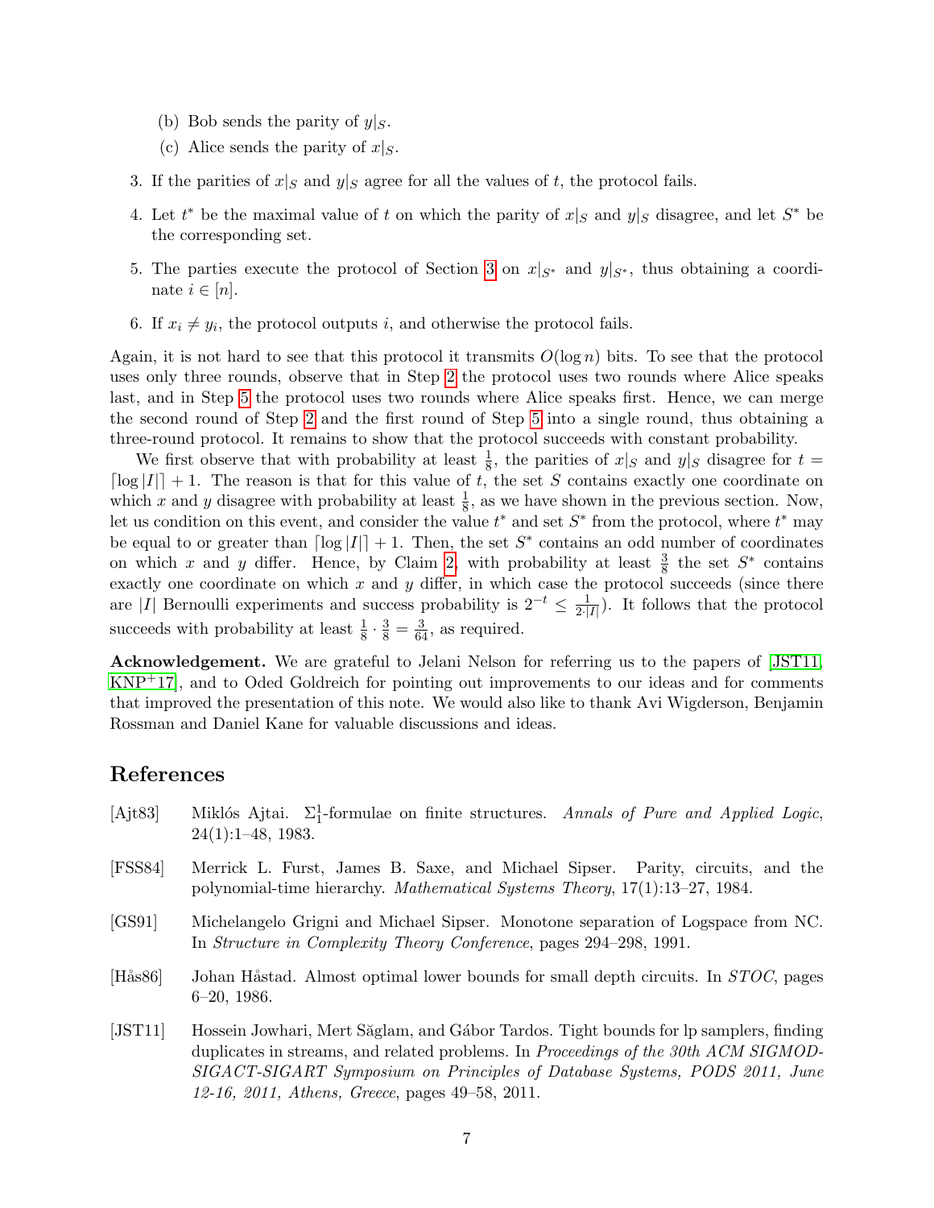(b) Bob sends the parity of $y|_S$.

   (c) Alice sends the parity of $x|_S$.

3. If the parities of $x|_S$ and $y|_S$ agree for all the values of $t$, the protocol fails.

4. Let $t^*$ be the maximal value of $t$ on which the parity of $x|_S$ and $y|_S$ disagree, and let $S^*$ be the corresponding set.

5. The parties execute the protocol of Section 3 on $x|_{S^*}$ and $y|_{S^*}$, thus obtaining a coordinate $i \in [n]$.

6. If $x_i \neq y_i$, the protocol outputs $i$, and otherwise the protocol fails.

Again, it is not hard to see that this protocol it transmits $O(\log n)$ bits. To see that the protocol uses only three rounds, observe that in Step 2 the protocol uses two rounds where Alice speaks last, and in Step 5 the protocol uses two rounds where Alice speaks first. Hence, we can merge the second round of Step 2 and the first round of Step 5 into a single round, thus obtaining a three-round protocol. It remains to show that the protocol succeeds with constant probability.

We first observe that with probability at least $\frac{1}{8}$, the parities of $x|_S$ and $y|_S$ disagree for $t = \lceil \log |I| \rceil + 1$. The reason is that for this value of $t$, the set $S$ contains exactly one coordinate on which $x$ and $y$ disagree with probability at least $\frac{1}{8}$, as we have shown in the previous section. Now, let us condition on this event, and consider the value $t^*$ and set $S^*$ from the protocol, where $t^*$ may be equal to or greater than $\lceil \log |I| \rceil + 1$. Then, the set $S^*$ contains an odd number of coordinates on which $x$ and $y$ differ. Hence, by Claim 2, with probability at least $\frac{3}{8}$ the set $S^*$ contains exactly one coordinate on which $x$ and $y$ differ, in which case the protocol succeeds (since there are $|I|$ Bernoulli experiments and success probability is $2^{-t} \leq \frac{1}{2 \cdot |I|}$). It follows that the protocol succeeds with probability at least $\frac{1}{8} \cdot \frac{3}{8} = \frac{3}{64}$, as required.

**Acknowledgement.** We are grateful to Jelani Nelson for referring us to the papers of [JST11, KNP+17], and to Oded Goldreich for pointing out improvements to our ideas and for comments that improved the presentation of this note. We would also like to thank Avi Wigderson, Benjamin Rossman and Daniel Kane for valuable discussions and ideas.

## References

[Ajt83] Miklós Ajtai. $\Sigma_1^1$-formulae on finite structures. *Annals of Pure and Applied Logic*, 24(1):1–48, 1983.

[FSS84] Merrick L. Furst, James B. Saxe, and Michael Sipser. Parity, circuits, and the polynomial-time hierarchy. *Mathematical Systems Theory*, 17(1):13–27, 1984.

[GS91] Michelangelo Grigni and Michael Sipser. Monotone separation of Logspace from NC. In *Structure in Complexity Theory Conference*, pages 294–298, 1991.

[Hås86] Johan Håstad. Almost optimal lower bounds for small depth circuits. In *STOC*, pages 6–20, 1986.

[JST11] Hossein Jowhari, Mert Săglam, and Gábor Tardos. Tight bounds for lp samplers, finding duplicates in streams, and related problems. In *Proceedings of the 30th ACM SIGMOD-SIGACT-SIGART Symposium on Principles of Database Systems, PODS 2011, June 12-16, 2011, Athens, Greece*, pages 49–58, 2011.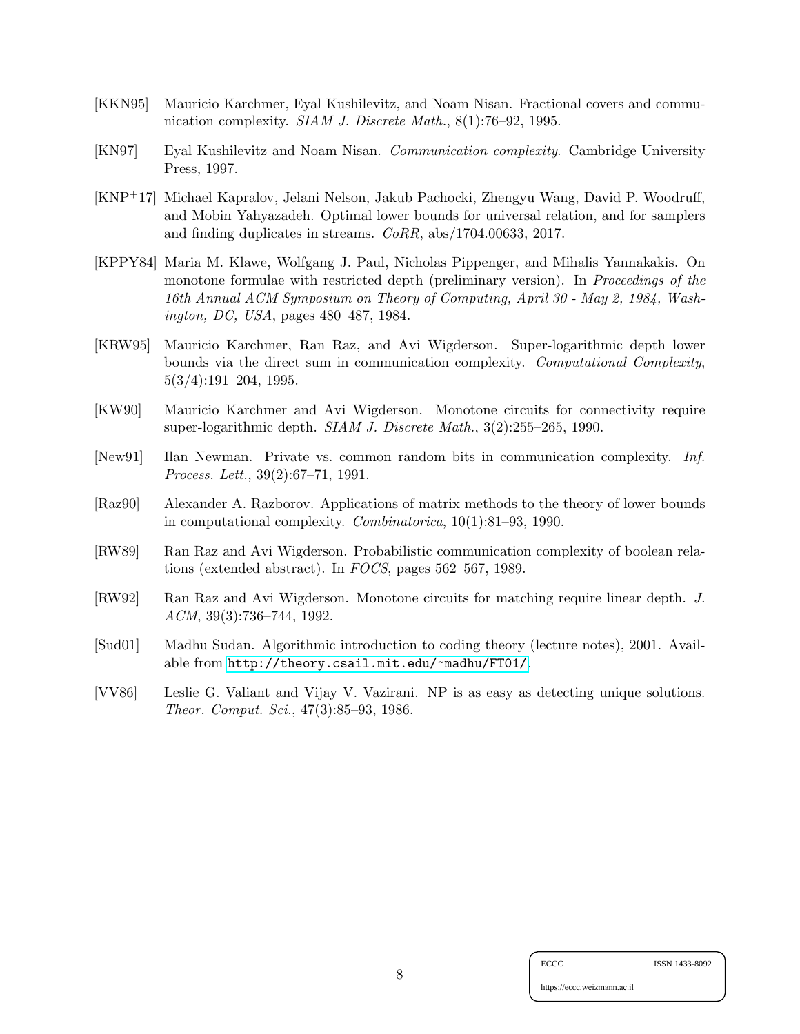[KKN95] Mauricio Karchmer, Eyal Kushilevitz, and Noam Nisan. Fractional covers and communication complexity. *SIAM J. Discrete Math.*, 8(1):76–92, 1995.

[KN97] Eyal Kushilevitz and Noam Nisan. *Communication complexity*. Cambridge University Press, 1997.

[KNP+17] Michael Kapralov, Jelani Nelson, Jakub Pachocki, Zhengyu Wang, David P. Woodruff, and Mobin Yahyazadeh. Optimal lower bounds for universal relation, and for samplers and finding duplicates in streams. *CoRR*, abs/1704.00633, 2017.

[KPPY84] Maria M. Klawe, Wolfgang J. Paul, Nicholas Pippenger, and Mihalis Yannakakis. On monotone formulae with restricted depth (preliminary version). In *Proceedings of the 16th Annual ACM Symposium on Theory of Computing, April 30 - May 2, 1984, Washington, DC, USA*, pages 480–487, 1984.

[KRW95] Mauricio Karchmer, Ran Raz, and Avi Wigderson. Super-logarithmic depth lower bounds via the direct sum in communication complexity. *Computational Complexity*, 5(3/4):191–204, 1995.

[KW90] Mauricio Karchmer and Avi Wigderson. Monotone circuits for connectivity require super-logarithmic depth. *SIAM J. Discrete Math.*, 3(2):255–265, 1990.

[New91] Ilan Newman. Private vs. common random bits in communication complexity. *Inf. Process. Lett.*, 39(2):67–71, 1991.

[Raz90] Alexander A. Razborov. Applications of matrix methods to the theory of lower bounds in computational complexity. *Combinatorica*, 10(1):81–93, 1990.

[RW89] Ran Raz and Avi Wigderson. Probabilistic communication complexity of boolean relations (extended abstract). In *FOCS*, pages 562–567, 1989.

[RW92] Ran Raz and Avi Wigderson. Monotone circuits for matching require linear depth. *J. ACM*, 39(3):736–744, 1992.

[Sud01] Madhu Sudan. Algorithmic introduction to coding theory (lecture notes), 2001. Available from http://theory.csail.mit.edu/~madhu/FT01/.

[VV86] Leslie G. Valiant and Vijay V. Vazirani. NP is as easy as detecting unique solutions. *Theor. Comput. Sci.*, 47(3):85–93, 1986.